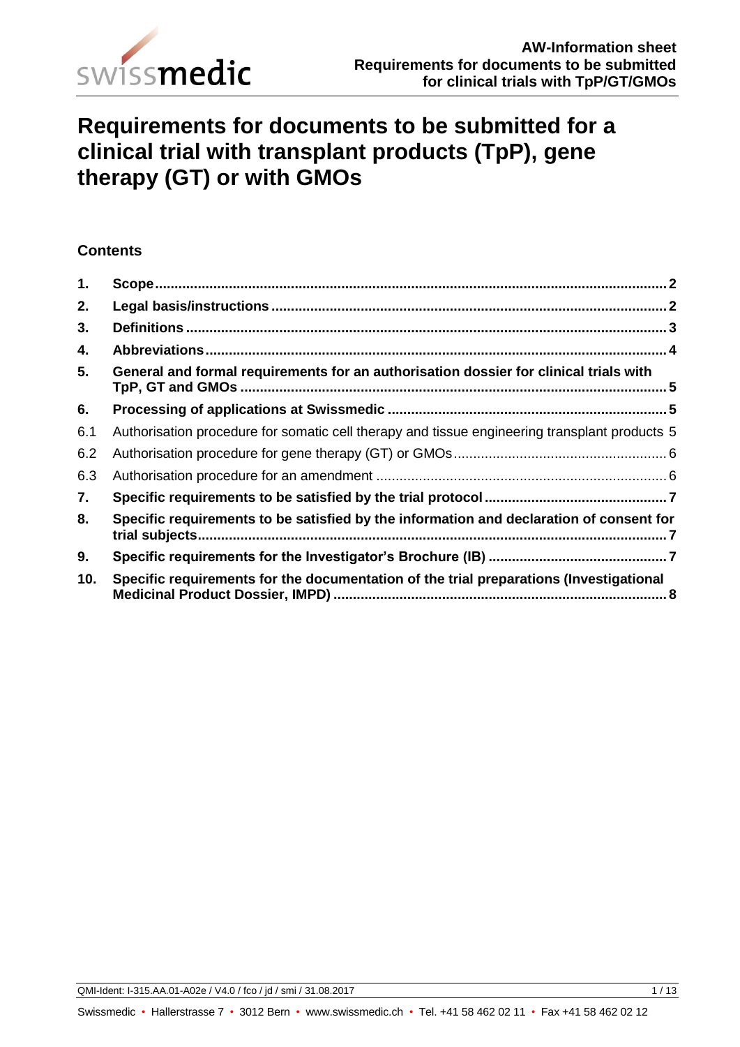# Requirements for documents to be submitted for a clinical trial with transplant products (TpP), gene therapy (GT) or with GMOs

## Contents

| | | |
|---|---|---|
| **1.** | **Scope** | **2** |
| **2.** | **Legal basis/instructions** | **2** |
| **3.** | **Definitions** | **3** |
| **4.** | **Abbreviations** | **4** |
| **5.** | **General and formal requirements for an authorisation dossier for clinical trials with TpP, GT and GMOs** | **5** |
| **6.** | **Processing of applications at Swissmedic** | **5** |
| 6.1 | Authorisation procedure for somatic cell therapy and tissue engineering transplant products | 5 |
| 6.2 | Authorisation procedure for gene therapy (GT) or GMOs | 6 |
| 6.3 | Authorisation procedure for an amendment | 6 |
| **7.** | **Specific requirements to be satisfied by the trial protocol** | **7** |
| **8.** | **Specific requirements to be satisfied by the information and declaration of consent for trial subjects** | **7** |
| **9.** | **Specific requirements for the Investigator's Brochure (IB)** | **7** |
| **10.** | **Specific requirements for the documentation of the trial preparations (Investigational Medicinal Product Dossier, IMPD)** | **8** |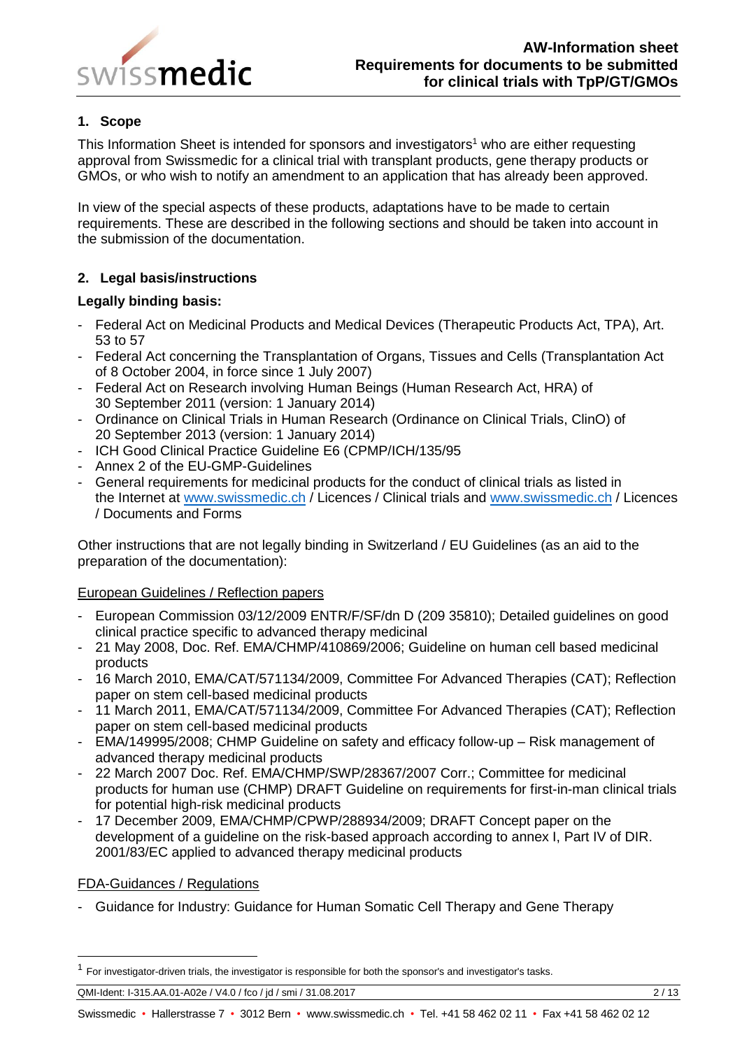## 1. Scope

This Information Sheet is intended for sponsors and investigators[1] who are either requesting approval from Swissmedic for a clinical trial with transplant products, gene therapy products or GMOs, or who wish to notify an amendment to an application that has already been approved.

In view of the special aspects of these products, adaptations have to be made to certain requirements. These are described in the following sections and should be taken into account in the submission of the documentation.

## 2. Legal basis/instructions

**Legally binding basis:**

- Federal Act on Medicinal Products and Medical Devices (Therapeutic Products Act, TPA), Art. 53 to 57
- Federal Act concerning the Transplantation of Organs, Tissues and Cells (Transplantation Act of 8 October 2004, in force since 1 July 2007)
- Federal Act on Research involving Human Beings (Human Research Act, HRA) of 30 September 2011 (version: 1 January 2014)
- Ordinance on Clinical Trials in Human Research (Ordinance on Clinical Trials, ClinO) of 20 September 2013 (version: 1 January 2014)
- ICH Good Clinical Practice Guideline E6 (CPMP/ICH/135/95
- Annex 2 of the EU-GMP-Guidelines
- General requirements for medicinal products for the conduct of clinical trials as listed in the Internet at www.swissmedic.ch / Licences / Clinical trials and www.swissmedic.ch / Licences / Documents and Forms

Other instructions that are not legally binding in Switzerland / EU Guidelines (as an aid to the preparation of the documentation):

European Guidelines / Reflection papers

- European Commission 03/12/2009 ENTR/F/SF/dn D (209 35810); Detailed guidelines on good clinical practice specific to advanced therapy medicinal
- 21 May 2008, Doc. Ref. EMA/CHMP/410869/2006; Guideline on human cell based medicinal products
- 16 March 2010, EMA/CAT/571134/2009, Committee For Advanced Therapies (CAT); Reflection paper on stem cell-based medicinal products
- 11 March 2011, EMA/CAT/571134/2009, Committee For Advanced Therapies (CAT); Reflection paper on stem cell-based medicinal products
- EMA/149995/2008; CHMP Guideline on safety and efficacy follow-up – Risk management of advanced therapy medicinal products
- 22 March 2007 Doc. Ref. EMA/CHMP/SWP/28367/2007 Corr.; Committee for medicinal products for human use (CHMP) DRAFT Guideline on requirements for first-in-man clinical trials for potential high-risk medicinal products
- 17 December 2009, EMA/CHMP/CPWP/288934/2009; DRAFT Concept paper on the development of a guideline on the risk-based approach according to annex I, Part IV of DIR. 2001/83/EC applied to advanced therapy medicinal products

FDA-Guidances / Regulations

- Guidance for Industry: Guidance for Human Somatic Cell Therapy and Gene Therapy

[1] For investigator-driven trials, the investigator is responsible for both the sponsor's and investigator's tasks.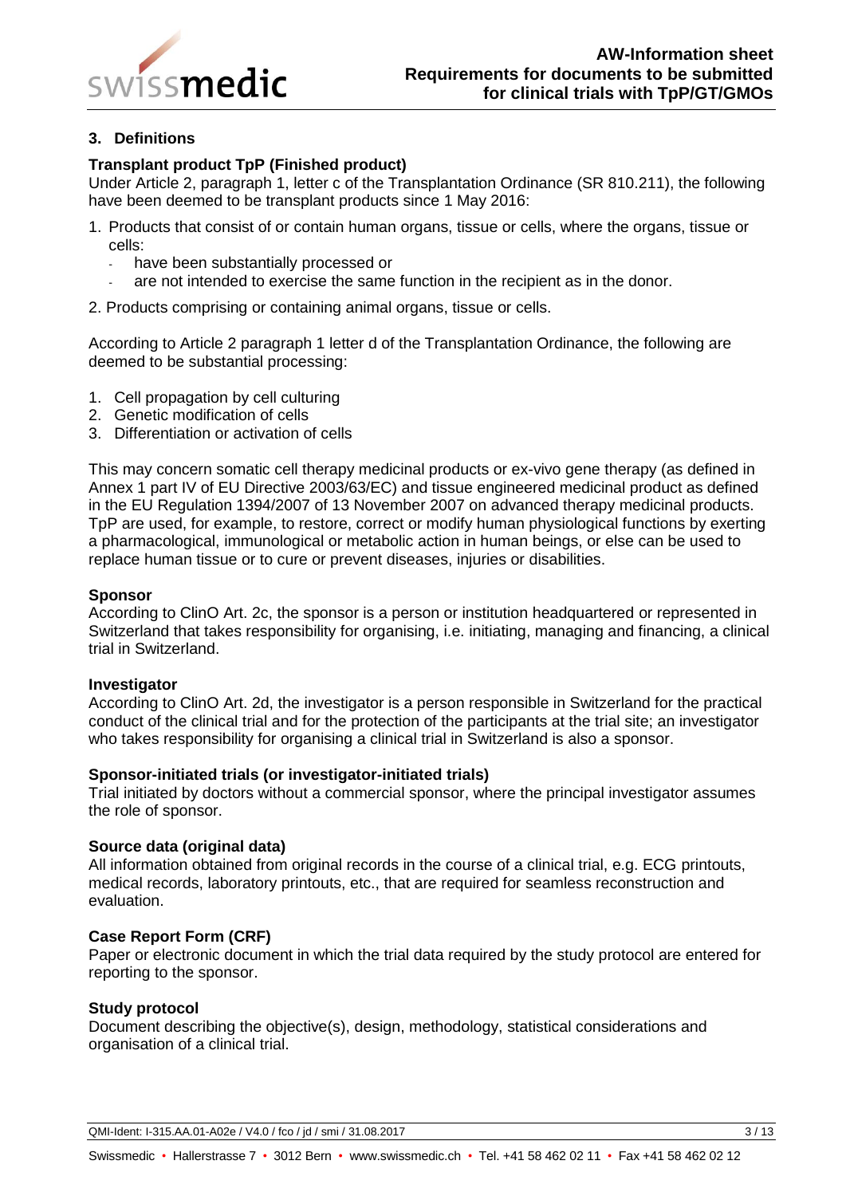## 3. Definitions

### Transplant product TpP (Finished product)

Under Article 2, paragraph 1, letter c of the Transplantation Ordinance (SR 810.211), the following have been deemed to be transplant products since 1 May 2016:

1. Products that consist of or contain human organs, tissue or cells, where the organs, tissue or cells:
   - have been substantially processed or
   - are not intended to exercise the same function in the recipient as in the donor.
2. Products comprising or containing animal organs, tissue or cells.

According to Article 2 paragraph 1 letter d of the Transplantation Ordinance, the following are deemed to be substantial processing:

1. Cell propagation by cell culturing
2. Genetic modification of cells
3. Differentiation or activation of cells

This may concern somatic cell therapy medicinal products or ex-vivo gene therapy (as defined in Annex 1 part IV of EU Directive 2003/63/EC) and tissue engineered medicinal product as defined in the EU Regulation 1394/2007 of 13 November 2007 on advanced therapy medicinal products. TpP are used, for example, to restore, correct or modify human physiological functions by exerting a pharmacological, immunological or metabolic action in human beings, or else can be used to replace human tissue or to cure or prevent diseases, injuries or disabilities.

### Sponsor

According to ClinO Art. 2c, the sponsor is a person or institution headquartered or represented in Switzerland that takes responsibility for organising, i.e. initiating, managing and financing, a clinical trial in Switzerland.

### Investigator

According to ClinO Art. 2d, the investigator is a person responsible in Switzerland for the practical conduct of the clinical trial and for the protection of the participants at the trial site; an investigator who takes responsibility for organising a clinical trial in Switzerland is also a sponsor.

### Sponsor-initiated trials (or investigator-initiated trials)

Trial initiated by doctors without a commercial sponsor, where the principal investigator assumes the role of sponsor.

### Source data (original data)

All information obtained from original records in the course of a clinical trial, e.g. ECG printouts, medical records, laboratory printouts, etc., that are required for seamless reconstruction and evaluation.

### Case Report Form (CRF)

Paper or electronic document in which the trial data required by the study protocol are entered for reporting to the sponsor.

### Study protocol

Document describing the objective(s), design, methodology, statistical considerations and organisation of a clinical trial.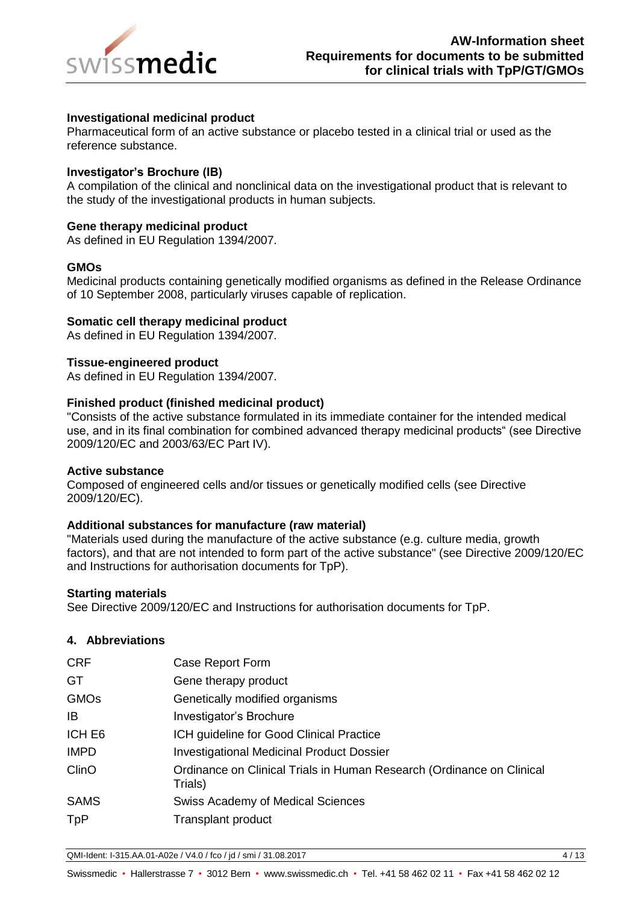**Investigational medicinal product**
Pharmaceutical form of an active substance or placebo tested in a clinical trial or used as the reference substance.

**Investigator's Brochure (IB)**
A compilation of the clinical and nonclinical data on the investigational product that is relevant to the study of the investigational products in human subjects.

**Gene therapy medicinal product**
As defined in EU Regulation 1394/2007.

**GMOs**
Medicinal products containing genetically modified organisms as defined in the Release Ordinance of 10 September 2008, particularly viruses capable of replication.

**Somatic cell therapy medicinal product**
As defined in EU Regulation 1394/2007.

**Tissue-engineered product**
As defined in EU Regulation 1394/2007.

**Finished product (finished medicinal product)**
"Consists of the active substance formulated in its immediate container for the intended medical use, and in its final combination for combined advanced therapy medicinal products" (see Directive 2009/120/EC and 2003/63/EC Part IV).

**Active substance**
Composed of engineered cells and/or tissues or genetically modified cells (see Directive 2009/120/EC).

**Additional substances for manufacture (raw material)**
"Materials used during the manufacture of the active substance (e.g. culture media, growth factors), and that are not intended to form part of the active substance" (see Directive 2009/120/EC and Instructions for authorisation documents for TpP).

**Starting materials**
See Directive 2009/120/EC and Instructions for authorisation documents for TpP.

## 4. Abbreviations

| | |
|---|---|
| CRF | Case Report Form |
| GT | Gene therapy product |
| GMOs | Genetically modified organisms |
| IB | Investigator's Brochure |
| ICH E6 | ICH guideline for Good Clinical Practice |
| IMPD | Investigational Medicinal Product Dossier |
| ClinO | Ordinance on Clinical Trials in Human Research (Ordinance on Clinical Trials) |
| SAMS | Swiss Academy of Medical Sciences |
| TpP | Transplant product |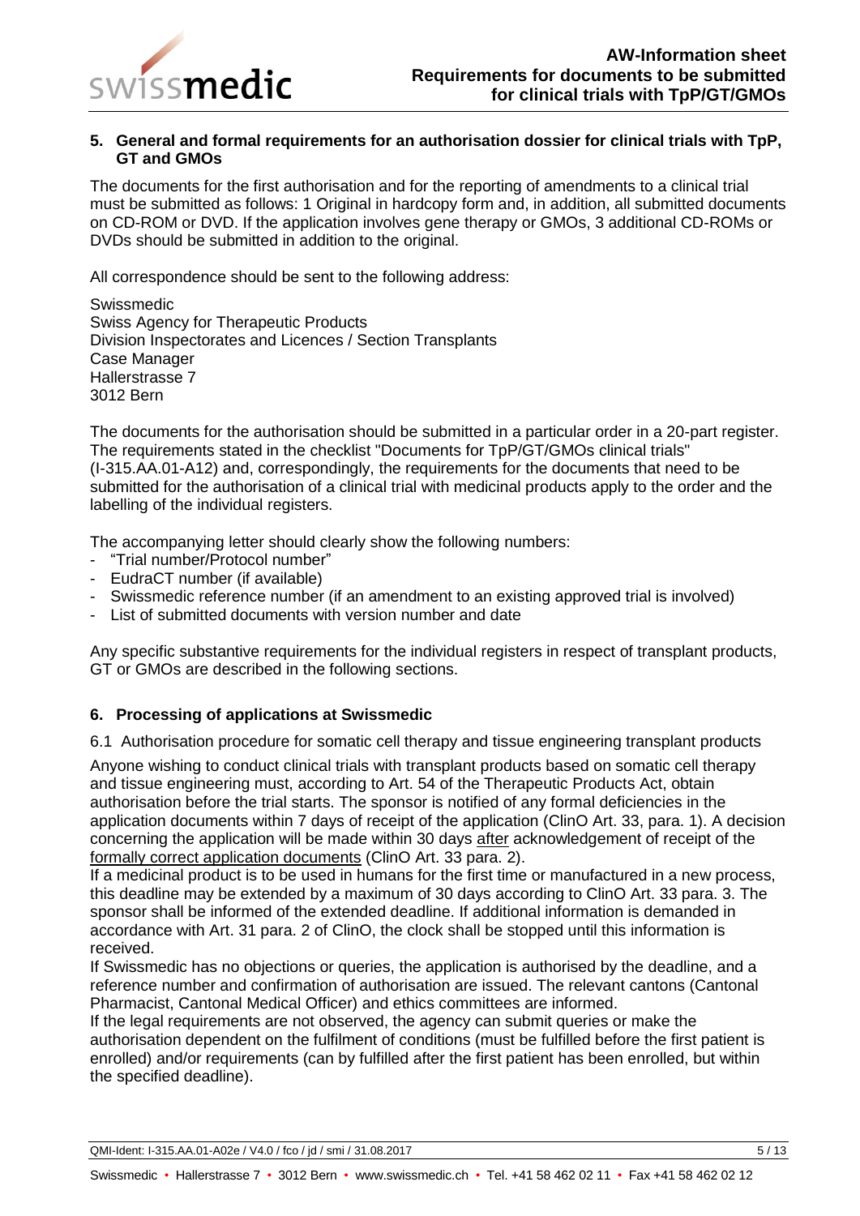## 5. General and formal requirements for an authorisation dossier for clinical trials with TpP, GT and GMOs

The documents for the first authorisation and for the reporting of amendments to a clinical trial must be submitted as follows: 1 Original in hardcopy form and, in addition, all submitted documents on CD-ROM or DVD. If the application involves gene therapy or GMOs, 3 additional CD-ROMs or DVDs should be submitted in addition to the original.

All correspondence should be sent to the following address:

Swissmedic
Swiss Agency for Therapeutic Products
Division Inspectorates and Licences / Section Transplants
Case Manager
Hallerstrasse 7
3012 Bern

The documents for the authorisation should be submitted in a particular order in a 20-part register. The requirements stated in the checklist "Documents for TpP/GT/GMOs clinical trials" (I-315.AA.01-A12) and, correspondingly, the requirements for the documents that need to be submitted for the authorisation of a clinical trial with medicinal products apply to the order and the labelling of the individual registers.

The accompanying letter should clearly show the following numbers:

- "Trial number/Protocol number"
- EudraCT number (if available)
- Swissmedic reference number (if an amendment to an existing approved trial is involved)
- List of submitted documents with version number and date

Any specific substantive requirements for the individual registers in respect of transplant products, GT or GMOs are described in the following sections.

## 6. Processing of applications at Swissmedic

### 6.1 Authorisation procedure for somatic cell therapy and tissue engineering transplant products

Anyone wishing to conduct clinical trials with transplant products based on somatic cell therapy and tissue engineering must, according to Art. 54 of the Therapeutic Products Act, obtain authorisation before the trial starts. The sponsor is notified of any formal deficiencies in the application documents within 7 days of receipt of the application (ClinO Art. 33, para. 1). A decision concerning the application will be made within 30 days after acknowledgement of receipt of the formally correct application documents (ClinO Art. 33 para. 2).

If a medicinal product is to be used in humans for the first time or manufactured in a new process, this deadline may be extended by a maximum of 30 days according to ClinO Art. 33 para. 3. The sponsor shall be informed of the extended deadline. If additional information is demanded in accordance with Art. 31 para. 2 of ClinO, the clock shall be stopped until this information is received.

If Swissmedic has no objections or queries, the application is authorised by the deadline, and a reference number and confirmation of authorisation are issued. The relevant cantons (Cantonal Pharmacist, Cantonal Medical Officer) and ethics committees are informed.

If the legal requirements are not observed, the agency can submit queries or make the authorisation dependent on the fulfilment of conditions (must be fulfilled before the first patient is enrolled) and/or requirements (can by fulfilled after the first patient has been enrolled, but within the specified deadline).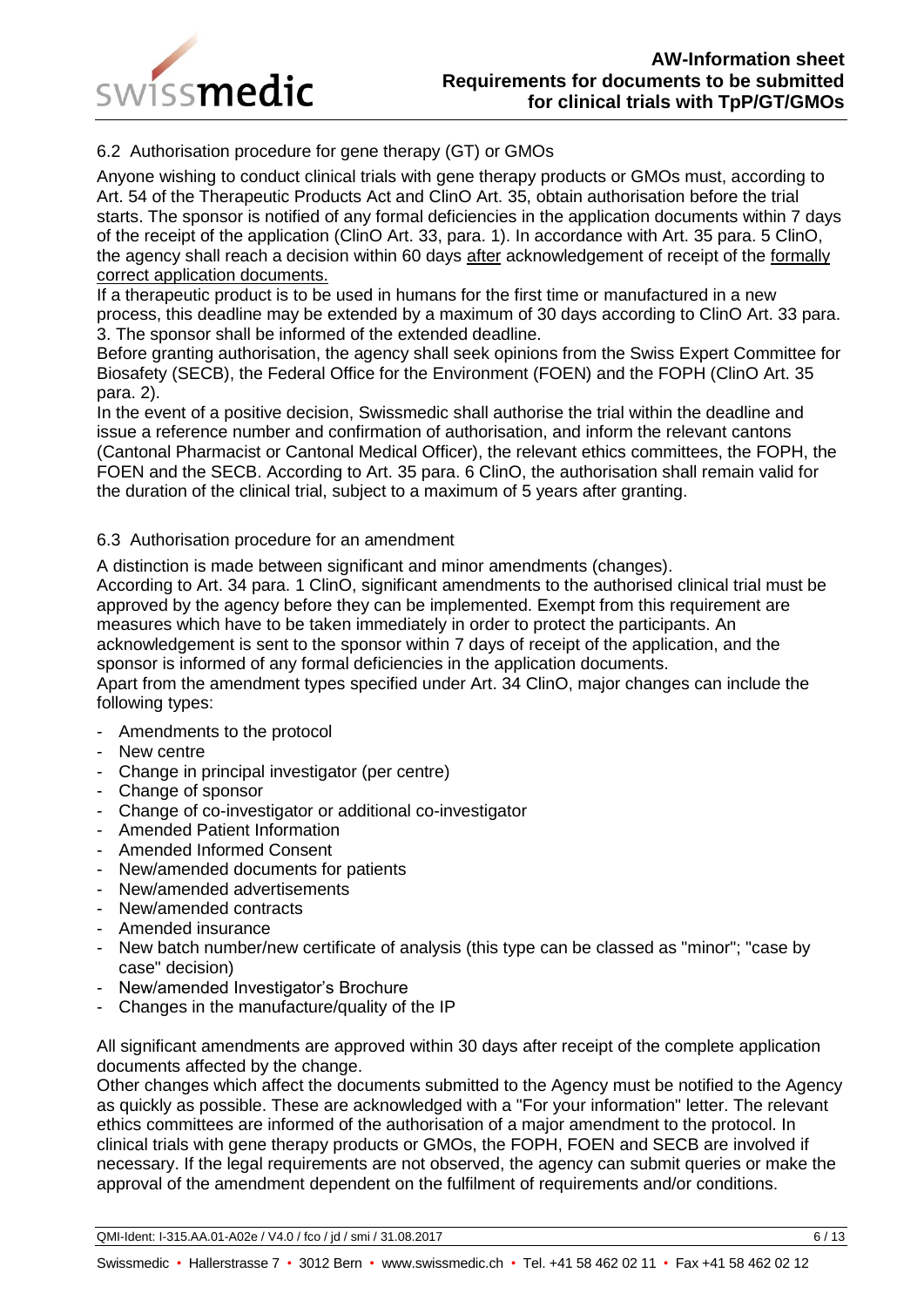### 6.2 Authorisation procedure for gene therapy (GT) or GMOs

Anyone wishing to conduct clinical trials with gene therapy products or GMOs must, according to Art. 54 of the Therapeutic Products Act and ClinO Art. 35, obtain authorisation before the trial starts. The sponsor is notified of any formal deficiencies in the application documents within 7 days of the receipt of the application (ClinO Art. 33, para. 1). In accordance with Art. 35 para. 5 ClinO, the agency shall reach a decision within 60 days after acknowledgement of receipt of the formally correct application documents.

If a therapeutic product is to be used in humans for the first time or manufactured in a new process, this deadline may be extended by a maximum of 30 days according to ClinO Art. 33 para. 3. The sponsor shall be informed of the extended deadline.

Before granting authorisation, the agency shall seek opinions from the Swiss Expert Committee for Biosafety (SECB), the Federal Office for the Environment (FOEN) and the FOPH (ClinO Art. 35 para. 2).

In the event of a positive decision, Swissmedic shall authorise the trial within the deadline and issue a reference number and confirmation of authorisation, and inform the relevant cantons (Cantonal Pharmacist or Cantonal Medical Officer), the relevant ethics committees, the FOPH, the FOEN and the SECB. According to Art. 35 para. 6 ClinO, the authorisation shall remain valid for the duration of the clinical trial, subject to a maximum of 5 years after granting.

### 6.3 Authorisation procedure for an amendment

A distinction is made between significant and minor amendments (changes).

According to Art. 34 para. 1 ClinO, significant amendments to the authorised clinical trial must be approved by the agency before they can be implemented. Exempt from this requirement are measures which have to be taken immediately in order to protect the participants. An acknowledgement is sent to the sponsor within 7 days of receipt of the application, and the sponsor is informed of any formal deficiencies in the application documents.

Apart from the amendment types specified under Art. 34 ClinO, major changes can include the following types:

- Amendments to the protocol
- New centre
- Change in principal investigator (per centre)
- Change of sponsor
- Change of co-investigator or additional co-investigator
- Amended Patient Information
- Amended Informed Consent
- New/amended documents for patients
- New/amended advertisements
- New/amended contracts
- Amended insurance
- New batch number/new certificate of analysis (this type can be classed as "minor"; "case by case" decision)
- New/amended Investigator's Brochure
- Changes in the manufacture/quality of the IP

All significant amendments are approved within 30 days after receipt of the complete application documents affected by the change.

Other changes which affect the documents submitted to the Agency must be notified to the Agency as quickly as possible. These are acknowledged with a "For your information" letter. The relevant ethics committees are informed of the authorisation of a major amendment to the protocol. In clinical trials with gene therapy products or GMOs, the FOPH, FOEN and SECB are involved if necessary. If the legal requirements are not observed, the agency can submit queries or make the approval of the amendment dependent on the fulfilment of requirements and/or conditions.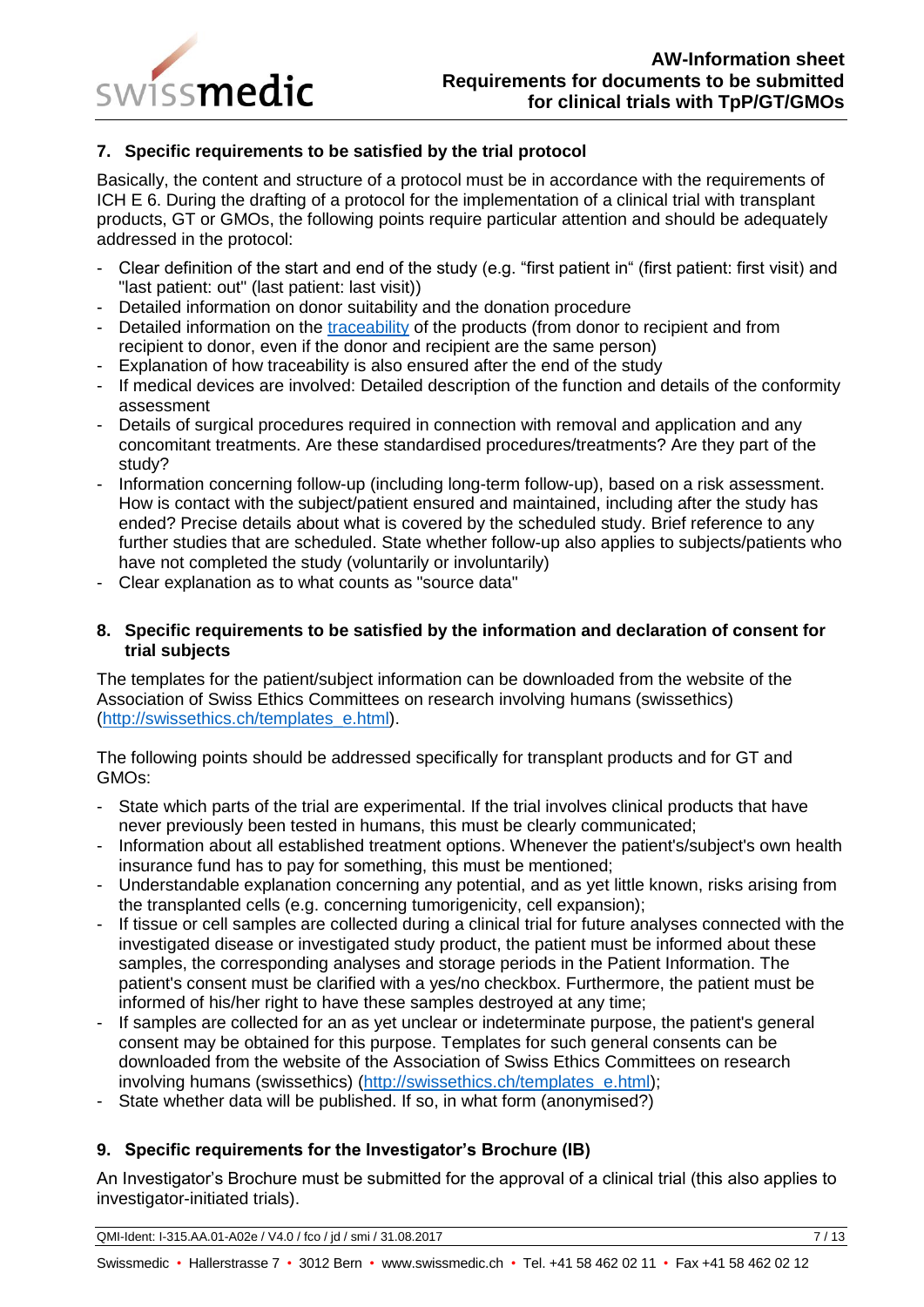## 7. Specific requirements to be satisfied by the trial protocol

Basically, the content and structure of a protocol must be in accordance with the requirements of ICH E 6. During the drafting of a protocol for the implementation of a clinical trial with transplant products, GT or GMOs, the following points require particular attention and should be adequately addressed in the protocol:

- Clear definition of the start and end of the study (e.g. "first patient in" (first patient: first visit) and "last patient: out" (last patient: last visit))
- Detailed information on donor suitability and the donation procedure
- Detailed information on the [traceability](traceability) of the products (from donor to recipient and from recipient to donor, even if the donor and recipient are the same person)
- Explanation of how traceability is also ensured after the end of the study
- If medical devices are involved: Detailed description of the function and details of the conformity assessment
- Details of surgical procedures required in connection with removal and application and any concomitant treatments. Are these standardised procedures/treatments? Are they part of the study?
- Information concerning follow-up (including long-term follow-up), based on a risk assessment. How is contact with the subject/patient ensured and maintained, including after the study has ended? Precise details about what is covered by the scheduled study. Brief reference to any further studies that are scheduled. State whether follow-up also applies to subjects/patients who have not completed the study (voluntarily or involuntarily)
- Clear explanation as to what counts as "source data"

## 8. Specific requirements to be satisfied by the information and declaration of consent for trial subjects

The templates for the patient/subject information can be downloaded from the website of the Association of Swiss Ethics Committees on research involving humans (swissethics) (http://swissethics.ch/templates_e.html).

The following points should be addressed specifically for transplant products and for GT and GMOs:

- State which parts of the trial are experimental. If the trial involves clinical products that have never previously been tested in humans, this must be clearly communicated;
- Information about all established treatment options. Whenever the patient's/subject's own health insurance fund has to pay for something, this must be mentioned;
- Understandable explanation concerning any potential, and as yet little known, risks arising from the transplanted cells (e.g. concerning tumorigenicity, cell expansion);
- If tissue or cell samples are collected during a clinical trial for future analyses connected with the investigated disease or investigated study product, the patient must be informed about these samples, the corresponding analyses and storage periods in the Patient Information. The patient's consent must be clarified with a yes/no checkbox. Furthermore, the patient must be informed of his/her right to have these samples destroyed at any time;
- If samples are collected for an as yet unclear or indeterminate purpose, the patient's general consent may be obtained for this purpose. Templates for such general consents can be downloaded from the website of the Association of Swiss Ethics Committees on research involving humans (swissethics) (http://swissethics.ch/templates_e.html);
- State whether data will be published. If so, in what form (anonymised?)

## 9. Specific requirements for the Investigator's Brochure (IB)

An Investigator's Brochure must be submitted for the approval of a clinical trial (this also applies to investigator-initiated trials).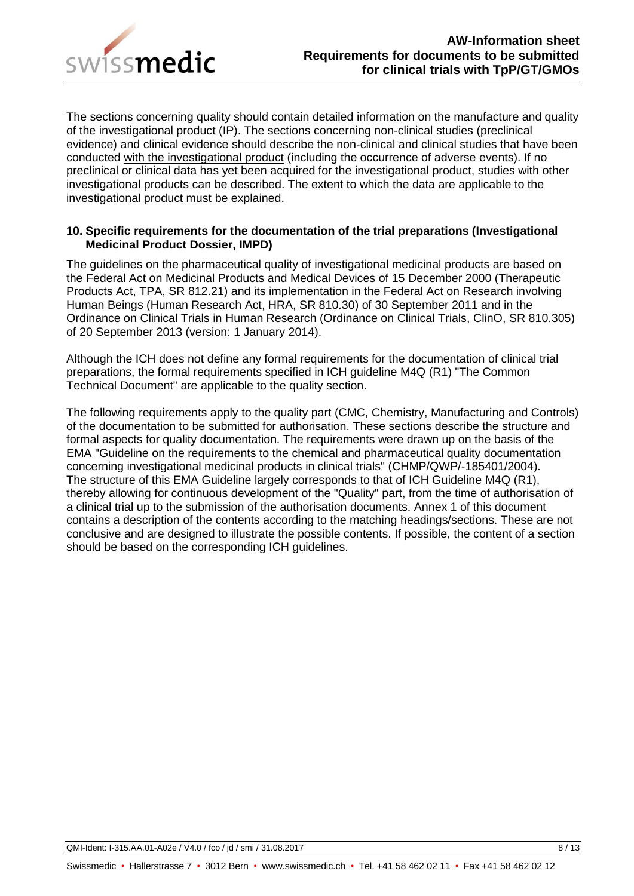The sections concerning quality should contain detailed information on the manufacture and quality of the investigational product (IP). The sections concerning non-clinical studies (preclinical evidence) and clinical evidence should describe the non-clinical and clinical studies that have been conducted with the investigational product (including the occurrence of adverse events). If no preclinical or clinical data has yet been acquired for the investigational product, studies with other investigational products can be described. The extent to which the data are applicable to the investigational product must be explained.

## 10. Specific requirements for the documentation of the trial preparations (Investigational Medicinal Product Dossier, IMPD)

The guidelines on the pharmaceutical quality of investigational medicinal products are based on the Federal Act on Medicinal Products and Medical Devices of 15 December 2000 (Therapeutic Products Act, TPA, SR 812.21) and its implementation in the Federal Act on Research involving Human Beings (Human Research Act, HRA, SR 810.30) of 30 September 2011 and in the Ordinance on Clinical Trials in Human Research (Ordinance on Clinical Trials, ClinO, SR 810.305) of 20 September 2013 (version: 1 January 2014).

Although the ICH does not define any formal requirements for the documentation of clinical trial preparations, the formal requirements specified in ICH guideline M4Q (R1) "The Common Technical Document" are applicable to the quality section.

The following requirements apply to the quality part (CMC, Chemistry, Manufacturing and Controls) of the documentation to be submitted for authorisation. These sections describe the structure and formal aspects for quality documentation. The requirements were drawn up on the basis of the EMA "Guideline on the requirements to the chemical and pharmaceutical quality documentation concerning investigational medicinal products in clinical trials" (CHMP/QWP/-185401/2004). The structure of this EMA Guideline largely corresponds to that of ICH Guideline M4Q (R1), thereby allowing for continuous development of the "Quality" part, from the time of authorisation of a clinical trial up to the submission of the authorisation documents. Annex 1 of this document contains a description of the contents according to the matching headings/sections. These are not conclusive and are designed to illustrate the possible contents. If possible, the content of a section should be based on the corresponding ICH guidelines.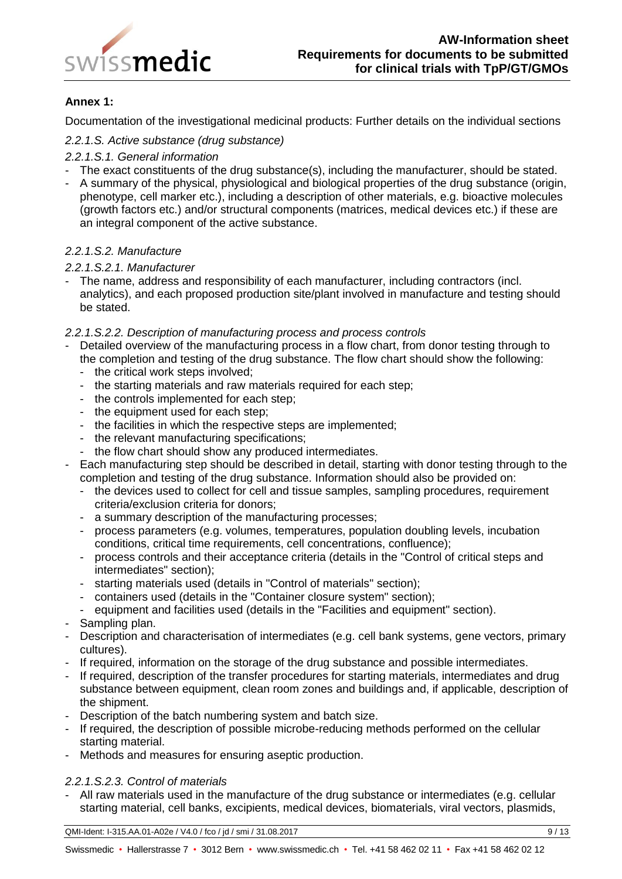**Annex 1:**

Documentation of the investigational medicinal products: Further details on the individual sections

*2.2.1.S. Active substance (drug substance)*

*2.2.1.S.1. General information*

- The exact constituents of the drug substance(s), including the manufacturer, should be stated.
- A summary of the physical, physiological and biological properties of the drug substance (origin, phenotype, cell marker etc.), including a description of other materials, e.g. bioactive molecules (growth factors etc.) and/or structural components (matrices, medical devices etc.) if these are an integral component of the active substance.

*2.2.1.S.2. Manufacture*

*2.2.1.S.2.1. Manufacturer*

- The name, address and responsibility of each manufacturer, including contractors (incl. analytics), and each proposed production site/plant involved in manufacture and testing should be stated.

*2.2.1.S.2.2. Description of manufacturing process and process controls*

- Detailed overview of the manufacturing process in a flow chart, from donor testing through to the completion and testing of the drug substance. The flow chart should show the following:
  - the critical work steps involved;
  - the starting materials and raw materials required for each step;
  - the controls implemented for each step;
  - the equipment used for each step;
  - the facilities in which the respective steps are implemented;
  - the relevant manufacturing specifications;
  - the flow chart should show any produced intermediates.
- Each manufacturing step should be described in detail, starting with donor testing through to the completion and testing of the drug substance. Information should also be provided on:
  - the devices used to collect for cell and tissue samples, sampling procedures, requirement criteria/exclusion criteria for donors;
  - a summary description of the manufacturing processes;
  - process parameters (e.g. volumes, temperatures, population doubling levels, incubation conditions, critical time requirements, cell concentrations, confluence);
  - process controls and their acceptance criteria (details in the "Control of critical steps and intermediates" section);
  - starting materials used (details in "Control of materials" section);
  - containers used (details in the "Container closure system" section);
  - equipment and facilities used (details in the "Facilities and equipment" section).
- Sampling plan.
- Description and characterisation of intermediates (e.g. cell bank systems, gene vectors, primary cultures).
- If required, information on the storage of the drug substance and possible intermediates.
- If required, description of the transfer procedures for starting materials, intermediates and drug substance between equipment, clean room zones and buildings and, if applicable, description of the shipment.
- Description of the batch numbering system and batch size.
- If required, the description of possible microbe-reducing methods performed on the cellular starting material.
- Methods and measures for ensuring aseptic production.

*2.2.1.S.2.3. Control of materials*

- All raw materials used in the manufacture of the drug substance or intermediates (e.g. cellular starting material, cell banks, excipients, medical devices, biomaterials, viral vectors, plasmids,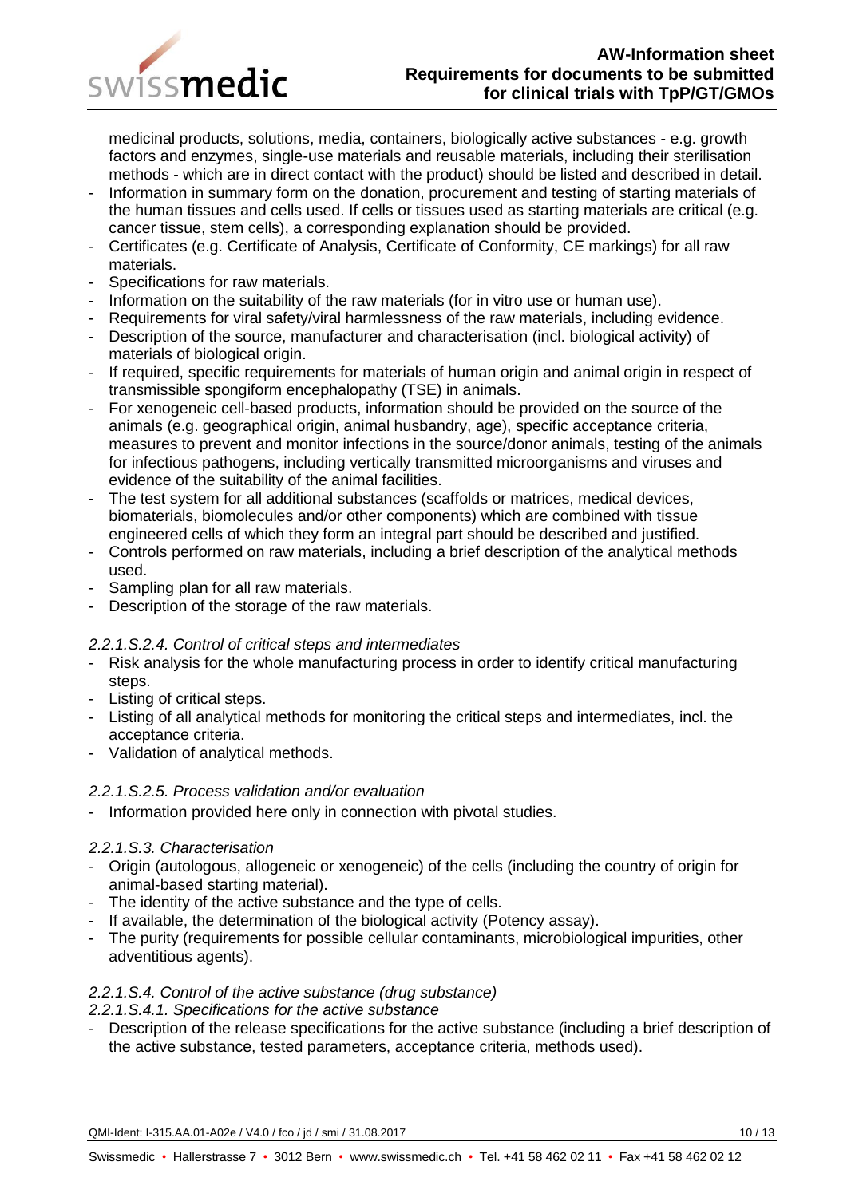medicinal products, solutions, media, containers, biologically active substances - e.g. growth factors and enzymes, single-use materials and reusable materials, including their sterilisation methods - which are in direct contact with the product) should be listed and described in detail.

- Information in summary form on the donation, procurement and testing of starting materials of the human tissues and cells used. If cells or tissues used as starting materials are critical (e.g. cancer tissue, stem cells), a corresponding explanation should be provided.
- Certificates (e.g. Certificate of Analysis, Certificate of Conformity, CE markings) for all raw materials.
- Specifications for raw materials.
- Information on the suitability of the raw materials (for in vitro use or human use).
- Requirements for viral safety/viral harmlessness of the raw materials, including evidence.
- Description of the source, manufacturer and characterisation (incl. biological activity) of materials of biological origin.
- If required, specific requirements for materials of human origin and animal origin in respect of transmissible spongiform encephalopathy (TSE) in animals.
- For xenogeneic cell-based products, information should be provided on the source of the animals (e.g. geographical origin, animal husbandry, age), specific acceptance criteria, measures to prevent and monitor infections in the source/donor animals, testing of the animals for infectious pathogens, including vertically transmitted microorganisms and viruses and evidence of the suitability of the animal facilities.
- The test system for all additional substances (scaffolds or matrices, medical devices, biomaterials, biomolecules and/or other components) which are combined with tissue engineered cells of which they form an integral part should be described and justified.
- Controls performed on raw materials, including a brief description of the analytical methods used.
- Sampling plan for all raw materials.
- Description of the storage of the raw materials.

*2.2.1.S.2.4. Control of critical steps and intermediates*

- Risk analysis for the whole manufacturing process in order to identify critical manufacturing steps.
- Listing of critical steps.
- Listing of all analytical methods for monitoring the critical steps and intermediates, incl. the acceptance criteria.
- Validation of analytical methods.

*2.2.1.S.2.5. Process validation and/or evaluation*

- Information provided here only in connection with pivotal studies.

*2.2.1.S.3. Characterisation*

- Origin (autologous, allogeneic or xenogeneic) of the cells (including the country of origin for animal-based starting material).
- The identity of the active substance and the type of cells.
- If available, the determination of the biological activity (Potency assay).
- The purity (requirements for possible cellular contaminants, microbiological impurities, other adventitious agents).

*2.2.1.S.4. Control of the active substance (drug substance)*

*2.2.1.S.4.1. Specifications for the active substance*

- Description of the release specifications for the active substance (including a brief description of the active substance, tested parameters, acceptance criteria, methods used).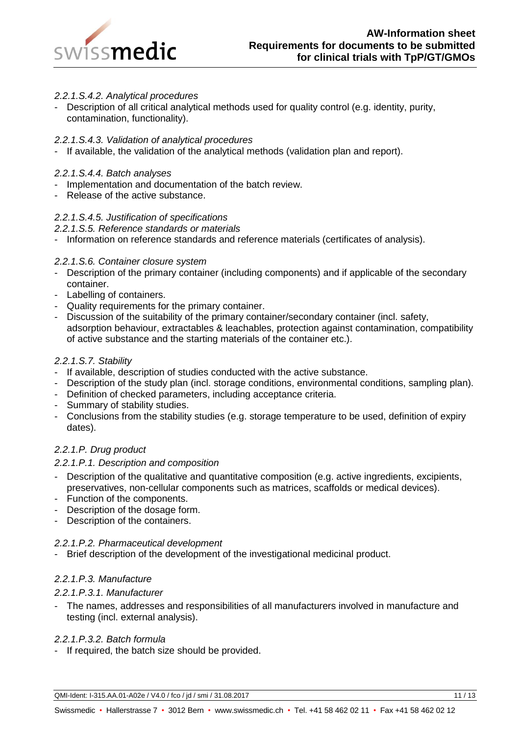*2.2.1.S.4.2. Analytical procedures*

- Description of all critical analytical methods used for quality control (e.g. identity, purity, contamination, functionality).

*2.2.1.S.4.3. Validation of analytical procedures*

- If available, the validation of the analytical methods (validation plan and report).

*2.2.1.S.4.4. Batch analyses*

- Implementation and documentation of the batch review.
- Release of the active substance.

*2.2.1.S.4.5. Justification of specifications*

*2.2.1.S.5. Reference standards or materials*

- Information on reference standards and reference materials (certificates of analysis).

*2.2.1.S.6. Container closure system*

- Description of the primary container (including components) and if applicable of the secondary container.
- Labelling of containers.
- Quality requirements for the primary container.
- Discussion of the suitability of the primary container/secondary container (incl. safety, adsorption behaviour, extractables & leachables, protection against contamination, compatibility of active substance and the starting materials of the container etc.).

*2.2.1.S.7. Stability*

- If available, description of studies conducted with the active substance.
- Description of the study plan (incl. storage conditions, environmental conditions, sampling plan).
- Definition of checked parameters, including acceptance criteria.
- Summary of stability studies.
- Conclusions from the stability studies (e.g. storage temperature to be used, definition of expiry dates).

*2.2.1.P. Drug product*

*2.2.1.P.1. Description and composition*

- Description of the qualitative and quantitative composition (e.g. active ingredients, excipients, preservatives, non-cellular components such as matrices, scaffolds or medical devices).
- Function of the components.
- Description of the dosage form.
- Description of the containers.

*2.2.1.P.2. Pharmaceutical development*

- Brief description of the development of the investigational medicinal product.

*2.2.1.P.3. Manufacture*

*2.2.1.P.3.1. Manufacturer*

- The names, addresses and responsibilities of all manufacturers involved in manufacture and testing (incl. external analysis).

*2.2.1.P.3.2. Batch formula*

- If required, the batch size should be provided.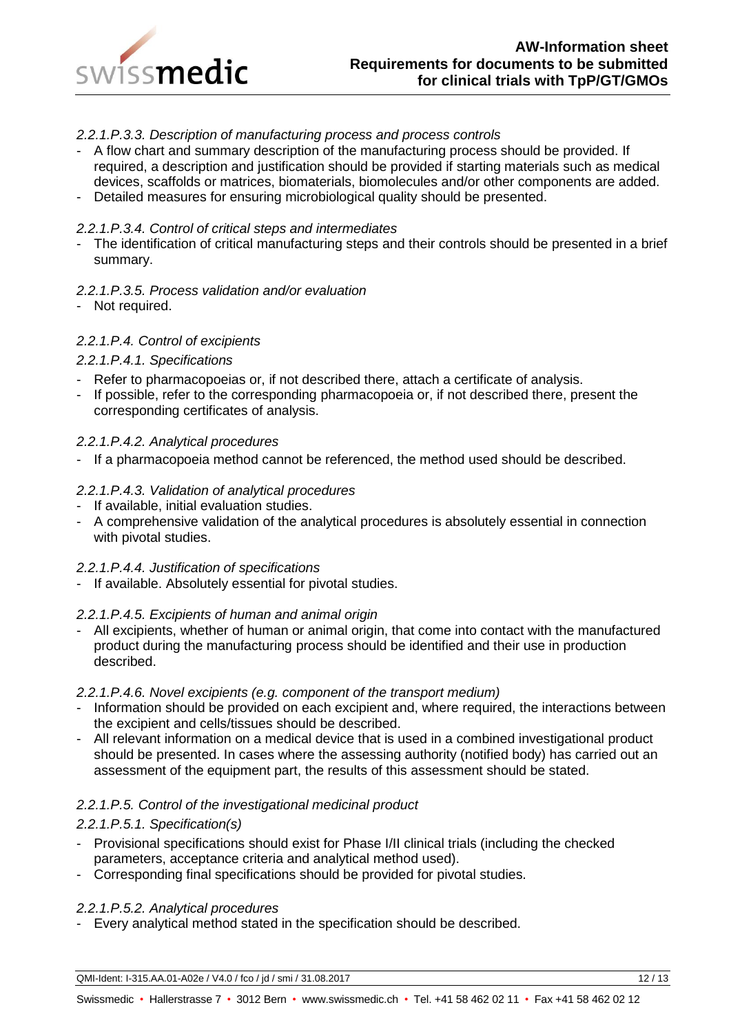*2.2.1.P.3.3. Description of manufacturing process and process controls*

- A flow chart and summary description of the manufacturing process should be provided. If required, a description and justification should be provided if starting materials such as medical devices, scaffolds or matrices, biomaterials, biomolecules and/or other components are added.
- Detailed measures for ensuring microbiological quality should be presented.

*2.2.1.P.3.4. Control of critical steps and intermediates*

- The identification of critical manufacturing steps and their controls should be presented in a brief summary.

*2.2.1.P.3.5. Process validation and/or evaluation*

- Not required.

*2.2.1.P.4. Control of excipients*

*2.2.1.P.4.1. Specifications*

- Refer to pharmacopoeias or, if not described there, attach a certificate of analysis.
- If possible, refer to the corresponding pharmacopoeia or, if not described there, present the corresponding certificates of analysis.

*2.2.1.P.4.2. Analytical procedures*

- If a pharmacopoeia method cannot be referenced, the method used should be described.

*2.2.1.P.4.3. Validation of analytical procedures*

- If available, initial evaluation studies.
- A comprehensive validation of the analytical procedures is absolutely essential in connection with pivotal studies.

*2.2.1.P.4.4. Justification of specifications*

- If available. Absolutely essential for pivotal studies.

*2.2.1.P.4.5. Excipients of human and animal origin*

- All excipients, whether of human or animal origin, that come into contact with the manufactured product during the manufacturing process should be identified and their use in production described.

*2.2.1.P.4.6. Novel excipients (e.g. component of the transport medium)*

- Information should be provided on each excipient and, where required, the interactions between the excipient and cells/tissues should be described.
- All relevant information on a medical device that is used in a combined investigational product should be presented. In cases where the assessing authority (notified body) has carried out an assessment of the equipment part, the results of this assessment should be stated.

*2.2.1.P.5. Control of the investigational medicinal product*

*2.2.1.P.5.1. Specification(s)*

- Provisional specifications should exist for Phase I/II clinical trials (including the checked parameters, acceptance criteria and analytical method used).
- Corresponding final specifications should be provided for pivotal studies.

*2.2.1.P.5.2. Analytical procedures*

- Every analytical method stated in the specification should be described.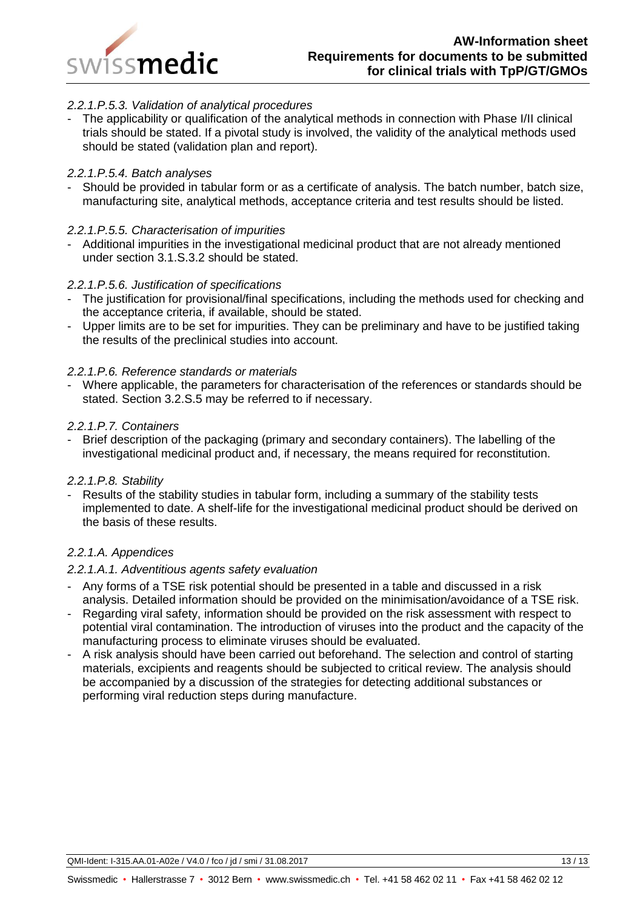*2.2.1.P.5.3. Validation of analytical procedures*

- The applicability or qualification of the analytical methods in connection with Phase I/II clinical trials should be stated. If a pivotal study is involved, the validity of the analytical methods used should be stated (validation plan and report).

*2.2.1.P.5.4. Batch analyses*

- Should be provided in tabular form or as a certificate of analysis. The batch number, batch size, manufacturing site, analytical methods, acceptance criteria and test results should be listed.

*2.2.1.P.5.5. Characterisation of impurities*

- Additional impurities in the investigational medicinal product that are not already mentioned under section 3.1.S.3.2 should be stated.

*2.2.1.P.5.6. Justification of specifications*

- The justification for provisional/final specifications, including the methods used for checking and the acceptance criteria, if available, should be stated.
- Upper limits are to be set for impurities. They can be preliminary and have to be justified taking the results of the preclinical studies into account.

*2.2.1.P.6. Reference standards or materials*

- Where applicable, the parameters for characterisation of the references or standards should be stated. Section 3.2.S.5 may be referred to if necessary.

*2.2.1.P.7. Containers*

- Brief description of the packaging (primary and secondary containers). The labelling of the investigational medicinal product and, if necessary, the means required for reconstitution.

*2.2.1.P.8. Stability*

- Results of the stability studies in tabular form, including a summary of the stability tests implemented to date. A shelf-life for the investigational medicinal product should be derived on the basis of these results.

*2.2.1.A. Appendices*

*2.2.1.A.1. Adventitious agents safety evaluation*

- Any forms of a TSE risk potential should be presented in a table and discussed in a risk analysis. Detailed information should be provided on the minimisation/avoidance of a TSE risk.
- Regarding viral safety, information should be provided on the risk assessment with respect to potential viral contamination. The introduction of viruses into the product and the capacity of the manufacturing process to eliminate viruses should be evaluated.
- A risk analysis should have been carried out beforehand. The selection and control of starting materials, excipients and reagents should be subjected to critical review. The analysis should be accompanied by a discussion of the strategies for detecting additional substances or performing viral reduction steps during manufacture.